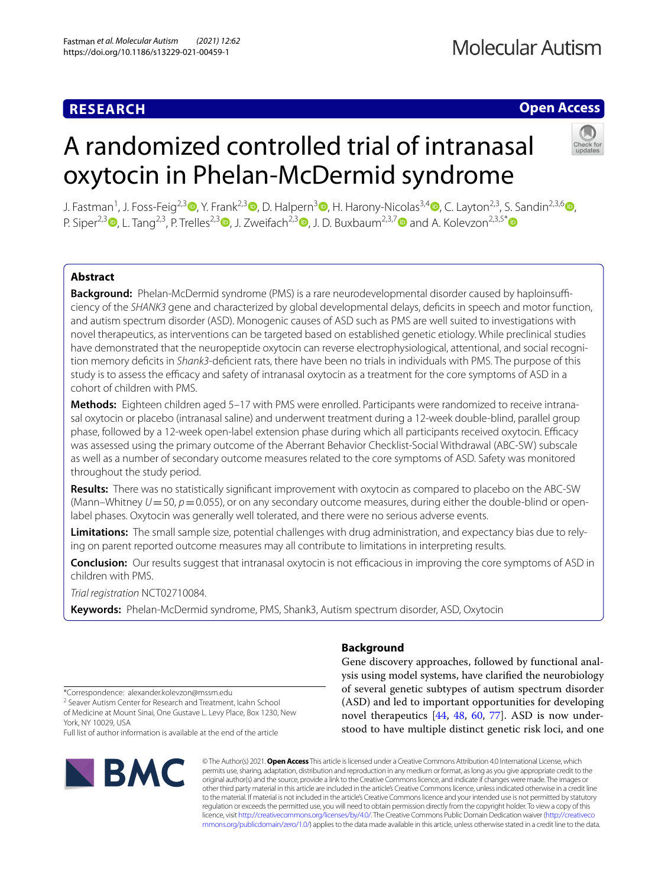**RESEARCH** **Open Access**

# A randomized controlled trial of intranasal oxytocin in Phelan-McDermid syndrome

J. Fastman[1], J. Foss-Feig[2,3], Y. Frank[2,3], D. Halpern[3], H. Harony-Nicolas[3,4], C. Layton[2,3], S. Sandin[2,3,6], P. Siper[2,3], L. Tang[2,3], P. Trelles[2,3], J. Zweifach[2,3], J. D. Buxbaum[2,3,7] and A. Kolevzon[2,3,5*]

## Abstract

**Background:** Phelan-McDermid syndrome (PMS) is a rare neurodevelopmental disorder caused by haploinsufficiency of the *SHANK3* gene and characterized by global developmental delays, deficits in speech and motor function, and autism spectrum disorder (ASD). Monogenic causes of ASD such as PMS are well suited to investigations with novel therapeutics, as interventions can be targeted based on established genetic etiology. While preclinical studies have demonstrated that the neuropeptide oxytocin can reverse electrophysiological, attentional, and social recognition memory deficits in *Shank3*-deficient rats, there have been no trials in individuals with PMS. The purpose of this study is to assess the efficacy and safety of intranasal oxytocin as a treatment for the core symptoms of ASD in a cohort of children with PMS.

**Methods:** Eighteen children aged 5–17 with PMS were enrolled. Participants were randomized to receive intranasal oxytocin or placebo (intranasal saline) and underwent treatment during a 12-week double-blind, parallel group phase, followed by a 12-week open-label extension phase during which all participants received oxytocin. Efficacy was assessed using the primary outcome of the Aberrant Behavior Checklist-Social Withdrawal (ABC-SW) subscale as well as a number of secondary outcome measures related to the core symptoms of ASD. Safety was monitored throughout the study period.

**Results:** There was no statistically significant improvement with oxytocin as compared to placebo on the ABC-SW (Mann–Whitney $U=50$, $p=0.055$), or on any secondary outcome measures, during either the double-blind or open-label phases. Oxytocin was generally well tolerated, and there were no serious adverse events.

**Limitations:** The small sample size, potential challenges with drug administration, and expectancy bias due to relying on parent reported outcome measures may all contribute to limitations in interpreting results.

**Conclusion:** Our results suggest that intranasal oxytocin is not efficacious in improving the core symptoms of ASD in children with PMS.

*Trial registration* NCT02710084.

**Keywords:** Phelan-McDermid syndrome, PMS, Shank3, Autism spectrum disorder, ASD, Oxytocin

## Background

Gene discovery approaches, followed by functional analysis using model systems, have clarified the neurobiology of several genetic subtypes of autism spectrum disorder (ASD) and led to important opportunities for developing novel therapeutics [44, 48, 60, 77]. ASD is now understood to have multiple distinct genetic risk loci, and one

*Correspondence: alexander.kolevzon@mssm.edu
[2] Seaver Autism Center for Research and Treatment, Icahn School of Medicine at Mount Sinai, One Gustave L. Levy Place, Box 1230, New York, NY 10029, USA
Full list of author information is available at the end of the article

© The Author(s) 2021. **Open Access** This article is licensed under a Creative Commons Attribution 4.0 International License, which permits use, sharing, adaptation, distribution and reproduction in any medium or format, as long as you give appropriate credit to the original author(s) and the source, provide a link to the Creative Commons licence, and indicate if changes were made. The images or other third party material in this article are included in the article's Creative Commons licence, unless indicated otherwise in a credit line to the material. If material is not included in the article's Creative Commons licence and your intended use is not permitted by statutory regulation or exceeds the permitted use, you will need to obtain permission directly from the copyright holder. To view a copy of this licence, visit http://creativecommons.org/licenses/by/4.0/. The Creative Commons Public Domain Dedication waiver (http://creativecommons.org/publicdomain/zero/1.0/) applies to the data made available in this article, unless otherwise stated in a credit line to the data.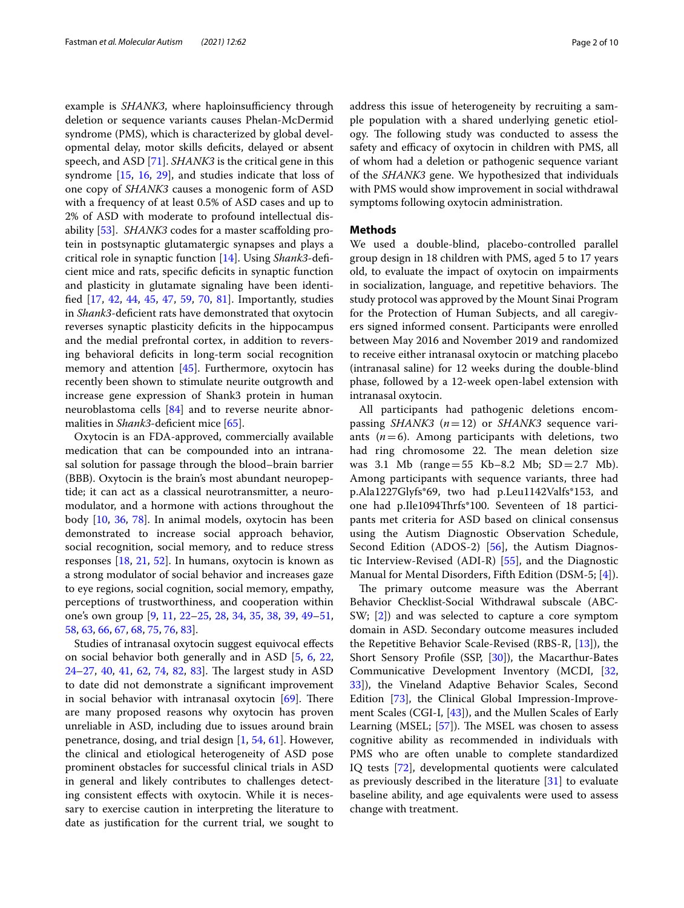example is *SHANK3*, where haploinsufficiency through deletion or sequence variants causes Phelan-McDermid syndrome (PMS), which is characterized by global developmental delay, motor skills deficits, delayed or absent speech, and ASD [71]. *SHANK3* is the critical gene in this syndrome [15, 16, 29], and studies indicate that loss of one copy of *SHANK3* causes a monogenic form of ASD with a frequency of at least 0.5% of ASD cases and up to 2% of ASD with moderate to profound intellectual disability [53]. *SHANK3* codes for a master scaffolding protein in postsynaptic glutamatergic synapses and plays a critical role in synaptic function [14]. Using *Shank3*-deficient mice and rats, specific deficits in synaptic function and plasticity in glutamate signaling have been identified [17, 42, 44, 45, 47, 59, 70, 81]. Importantly, studies in *Shank3*-deficient rats have demonstrated that oxytocin reverses synaptic plasticity deficits in the hippocampus and the medial prefrontal cortex, in addition to reversing behavioral deficits in long-term social recognition memory and attention [45]. Furthermore, oxytocin has recently been shown to stimulate neurite outgrowth and increase gene expression of Shank3 protein in human neuroblastoma cells [84] and to reverse neurite abnormalities in *Shank3*-deficient mice [65].

Oxytocin is an FDA-approved, commercially available medication that can be compounded into an intranasal solution for passage through the blood–brain barrier (BBB). Oxytocin is the brain's most abundant neuropeptide; it can act as a classical neurotransmitter, a neuromodulator, and a hormone with actions throughout the body [10, 36, 78]. In animal models, oxytocin has been demonstrated to increase social approach behavior, social recognition, social memory, and to reduce stress responses [18, 21, 52]. In humans, oxytocin is known as a strong modulator of social behavior and increases gaze to eye regions, social cognition, social memory, empathy, perceptions of trustworthiness, and cooperation within one's own group [9, 11, 22–25, 28, 34, 35, 38, 39, 49–51, 58, 63, 66, 67, 68, 75, 76, 83].

Studies of intranasal oxytocin suggest equivocal effects on social behavior both generally and in ASD [5, 6, 22, 24–27, 40, 41, 62, 74, 82, 83]. The largest study in ASD to date did not demonstrate a significant improvement in social behavior with intranasal oxytocin [69]. There are many proposed reasons why oxytocin has proven unreliable in ASD, including due to issues around brain penetrance, dosing, and trial design [1, 54, 61]. However, the clinical and etiological heterogeneity of ASD pose prominent obstacles for successful clinical trials in ASD in general and likely contributes to challenges detecting consistent effects with oxytocin. While it is necessary to exercise caution in interpreting the literature to date as justification for the current trial, we sought to address this issue of heterogeneity by recruiting a sample population with a shared underlying genetic etiology. The following study was conducted to assess the safety and efficacy of oxytocin in children with PMS, all of whom had a deletion or pathogenic sequence variant of the *SHANK3* gene. We hypothesized that individuals with PMS would show improvement in social withdrawal symptoms following oxytocin administration.

## Methods

We used a double-blind, placebo-controlled parallel group design in 18 children with PMS, aged 5 to 17 years old, to evaluate the impact of oxytocin on impairments in socialization, language, and repetitive behaviors. The study protocol was approved by the Mount Sinai Program for the Protection of Human Subjects, and all caregivers signed informed consent. Participants were enrolled between May 2016 and November 2019 and randomized to receive either intranasal oxytocin or matching placebo (intranasal saline) for 12 weeks during the double-blind phase, followed by a 12-week open-label extension with intranasal oxytocin.

All participants had pathogenic deletions encompassing *SHANK3* ($n = 12$) or *SHANK3* sequence variants ($n = 6$). Among participants with deletions, two had ring chromosome 22. The mean deletion size was 3.1 Mb (range = 55 Kb–8.2 Mb; SD = 2.7 Mb). Among participants with sequence variants, three had p.Ala1227Glyfs*69, two had p.Leu1142Valfs*153, and one had p.Ile1094Thrfs*100. Seventeen of 18 participants met criteria for ASD based on clinical consensus using the Autism Diagnostic Observation Schedule, Second Edition (ADOS-2) [56], the Autism Diagnostic Interview-Revised (ADI-R) [55], and the Diagnostic Manual for Mental Disorders, Fifth Edition (DSM-5; [4]).

The primary outcome measure was the Aberrant Behavior Checklist-Social Withdrawal subscale (ABC-SW; [2]) and was selected to capture a core symptom domain in ASD. Secondary outcome measures included the Repetitive Behavior Scale-Revised (RBS-R, [13]), the Short Sensory Profile (SSP, [30]), the Macarthur-Bates Communicative Development Inventory (MCDI, [32, 33]), the Vineland Adaptive Behavior Scales, Second Edition [73], the Clinical Global Impression-Improvement Scales (CGI-I, [43]), and the Mullen Scales of Early Learning (MSEL; [57]). The MSEL was chosen to assess cognitive ability as recommended in individuals with PMS who are often unable to complete standardized IQ tests [72], developmental quotients were calculated as previously described in the literature [31] to evaluate baseline ability, and age equivalents were used to assess change with treatment.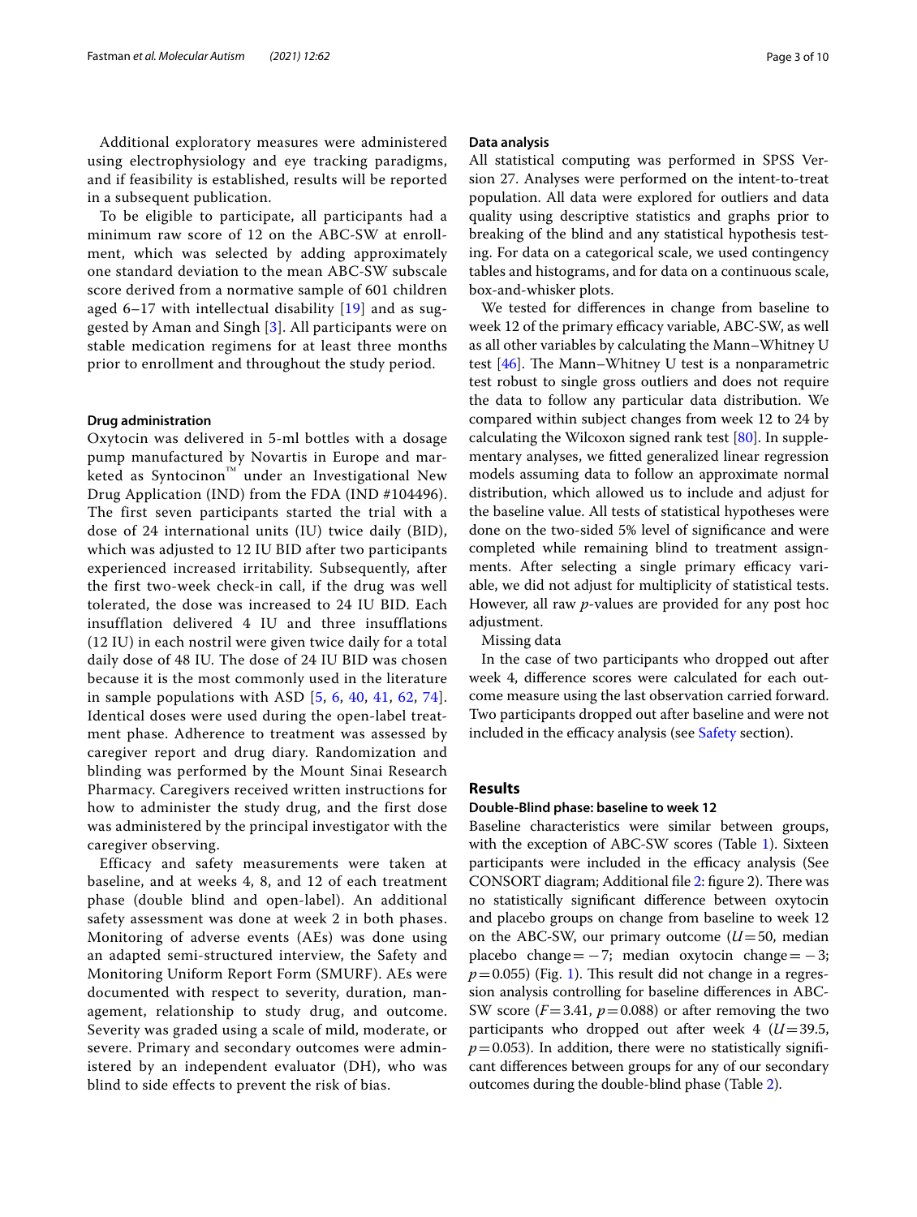Additional exploratory measures were administered using electrophysiology and eye tracking paradigms, and if feasibility is established, results will be reported in a subsequent publication.

To be eligible to participate, all participants had a minimum raw score of 12 on the ABC-SW at enrollment, which was selected by adding approximately one standard deviation to the mean ABC-SW subscale score derived from a normative sample of 601 children aged 6–17 with intellectual disability [19] and as suggested by Aman and Singh [3]. All participants were on stable medication regimens for at least three months prior to enrollment and throughout the study period.

### Drug administration

Oxytocin was delivered in 5-ml bottles with a dosage pump manufactured by Novartis in Europe and marketed as Syntocinon™ under an Investigational New Drug Application (IND) from the FDA (IND #104496). The first seven participants started the trial with a dose of 24 international units (IU) twice daily (BID), which was adjusted to 12 IU BID after two participants experienced increased irritability. Subsequently, after the first two-week check-in call, if the drug was well tolerated, the dose was increased to 24 IU BID. Each insufflation delivered 4 IU and three insufflations (12 IU) in each nostril were given twice daily for a total daily dose of 48 IU. The dose of 24 IU BID was chosen because it is the most commonly used in the literature in sample populations with ASD [5, 6, 40, 41, 62, 74]. Identical doses were used during the open-label treatment phase. Adherence to treatment was assessed by caregiver report and drug diary. Randomization and blinding was performed by the Mount Sinai Research Pharmacy. Caregivers received written instructions for how to administer the study drug, and the first dose was administered by the principal investigator with the caregiver observing.

Efficacy and safety measurements were taken at baseline, and at weeks 4, 8, and 12 of each treatment phase (double blind and open-label). An additional safety assessment was done at week 2 in both phases. Monitoring of adverse events (AEs) was done using an adapted semi-structured interview, the Safety and Monitoring Uniform Report Form (SMURF). AEs were documented with respect to severity, duration, management, relationship to study drug, and outcome. Severity was graded using a scale of mild, moderate, or severe. Primary and secondary outcomes were administered by an independent evaluator (DH), who was blind to side effects to prevent the risk of bias.

### Data analysis

All statistical computing was performed in SPSS Version 27. Analyses were performed on the intent-to-treat population. All data were explored for outliers and data quality using descriptive statistics and graphs prior to breaking of the blind and any statistical hypothesis testing. For data on a categorical scale, we used contingency tables and histograms, and for data on a continuous scale, box-and-whisker plots.

We tested for differences in change from baseline to week 12 of the primary efficacy variable, ABC-SW, as well as all other variables by calculating the Mann–Whitney U test [46]. The Mann–Whitney U test is a nonparametric test robust to single gross outliers and does not require the data to follow any particular data distribution. We compared within subject changes from week 12 to 24 by calculating the Wilcoxon signed rank test [80]. In supplementary analyses, we fitted generalized linear regression models assuming data to follow an approximate normal distribution, which allowed us to include and adjust for the baseline value. All tests of statistical hypotheses were done on the two-sided 5% level of significance and were completed while remaining blind to treatment assignments. After selecting a single primary efficacy variable, we did not adjust for multiplicity of statistical tests. However, all raw *p*-values are provided for any post hoc adjustment.

Missing data

In the case of two participants who dropped out after week 4, difference scores were calculated for each outcome measure using the last observation carried forward. Two participants dropped out after baseline and were not included in the efficacy analysis (see Safety section).

## Results

### Double-Blind phase: baseline to week 12

Baseline characteristics were similar between groups, with the exception of ABC-SW scores (Table 1). Sixteen participants were included in the efficacy analysis (See CONSORT diagram; Additional file 2: figure 2). There was no statistically significant difference between oxytocin and placebo groups on change from baseline to week 12 on the ABC-SW, our primary outcome ($U=50$, median placebo change $= -7$; median oxytocin change $= -3$; $p=0.055$) (Fig. 1). This result did not change in a regression analysis controlling for baseline differences in ABC-SW score ($F=3.41$, $p=0.088$) or after removing the two participants who dropped out after week 4 ($U=39.5$, $p=0.053$). In addition, there were no statistically significant differences between groups for any of our secondary outcomes during the double-blind phase (Table 2).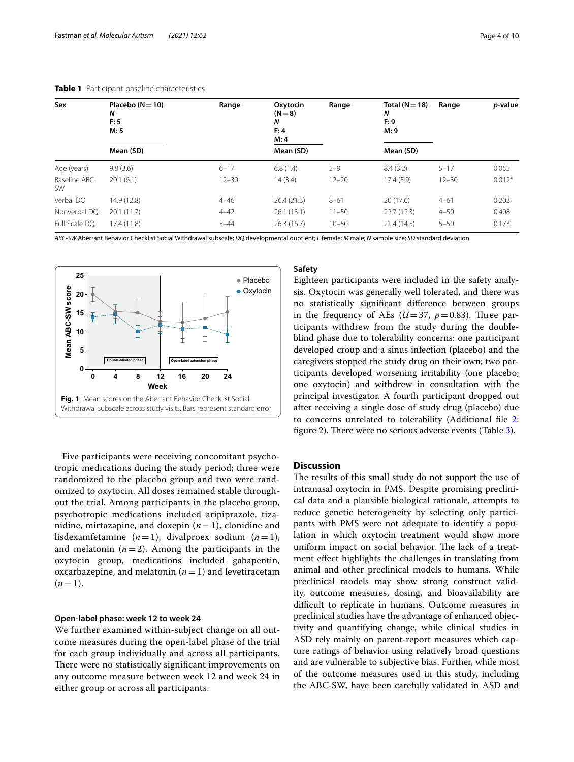**Table 1** Participant baseline characteristics

| Sex | Placebo (N = 10)<br>*N*<br>F: 5<br>M: 5 | Range | Oxytocin (N = 8)<br>*N*<br>F: 4<br>M: 4 | Range | Total (N = 18)<br>*N*<br>F: 9<br>M: 9 | Range | *p*-value |
|---|---|---|---|---|---|---|---|
| | Mean (SD) | | Mean (SD) | | Mean (SD) | | |
| Age (years) | 9.8 (3.6) | 6–17 | 6.8 (1.4) | 5–9 | 8.4 (3.2) | 5–17 | 0.055 |
| Baseline ABC-SW | 20.1 (6.1) | 12–30 | 14 (3.4) | 12–20 | 17.4 (5.9) | 12–30 | 0.012* |
| Verbal DQ | 14.9 (12.8) | 4–46 | 26.4 (21.3) | 8–61 | 20 (17.6) | 4–61 | 0.203 |
| Nonverbal DQ | 20.1 (11.7) | 4–42 | 26.1 (13.1) | 11–50 | 22.7 (12.3) | 4–50 | 0.408 |
| Full Scale DQ | 17.4 (11.8) | 5–44 | 26.3 (16.7) | 10–50 | 21.4 (14.5) | 5–50 | 0.173 |

*ABC-SW* Aberrant Behavior Checklist Social Withdrawal subscale; *DQ* developmental quotient; *F* female; *M* male; *N* sample size; *SD* standard deviation

**Fig. 1** Mean scores on the Aberrant Behavior Checklist Social Withdrawal subscale across study visits. Bars represent standard error

Five participants were receiving concomitant psychotropic medications during the study period; three were randomized to the placebo group and two were randomized to oxytocin. All doses remained stable throughout the trial. Among participants in the placebo group, psychotropic medications included aripiprazole, tizanidine, mirtazapine, and doxepin ($n = 1$), clonidine and lisdexamfetamine ($n = 1$), divalproex sodium ($n = 1$), and melatonin ($n = 2$). Among the participants in the oxytocin group, medications included gabapentin, oxcarbazepine, and melatonin ($n = 1$) and levetiracetam ($n = 1$).

### Open-label phase: week 12 to week 24

We further examined within-subject change on all outcome measures during the open-label phase of the trial for each group individually and across all participants. There were no statistically significant improvements on any outcome measure between week 12 and week 24 in either group or across all participants.

### Safety

Eighteen participants were included in the safety analysis. Oxytocin was generally well tolerated, and there was no statistically significant difference between groups in the frequency of AEs ($U = 37$, $p = 0.83$). Three participants withdrew from the study during the double-blind phase due to tolerability concerns: one participant developed croup and a sinus infection (placebo) and the caregivers stopped the study drug on their own; two participants developed worsening irritability (one placebo; one oxytocin) and withdrew in consultation with the principal investigator. A fourth participant dropped out after receiving a single dose of study drug (placebo) due to concerns unrelated to tolerability (Additional file 2: figure 2). There were no serious adverse events (Table 3).

## Discussion

The results of this small study do not support the use of intranasal oxytocin in PMS. Despite promising preclinical data and a plausible biological rationale, attempts to reduce genetic heterogeneity by selecting only participants with PMS were not adequate to identify a population in which oxytocin treatment would show more uniform impact on social behavior. The lack of a treatment effect highlights the challenges in translating from animal and other preclinical models to humans. While preclinical models may show strong construct validity, outcome measures, dosing, and bioavailability are difficult to replicate in humans. Outcome measures in preclinical studies have the advantage of enhanced objectivity and quantifying change, while clinical studies in ASD rely mainly on parent-report measures which capture ratings of behavior using relatively broad questions and are vulnerable to subjective bias. Further, while most of the outcome measures used in this study, including the ABC-SW, have been carefully validated in ASD and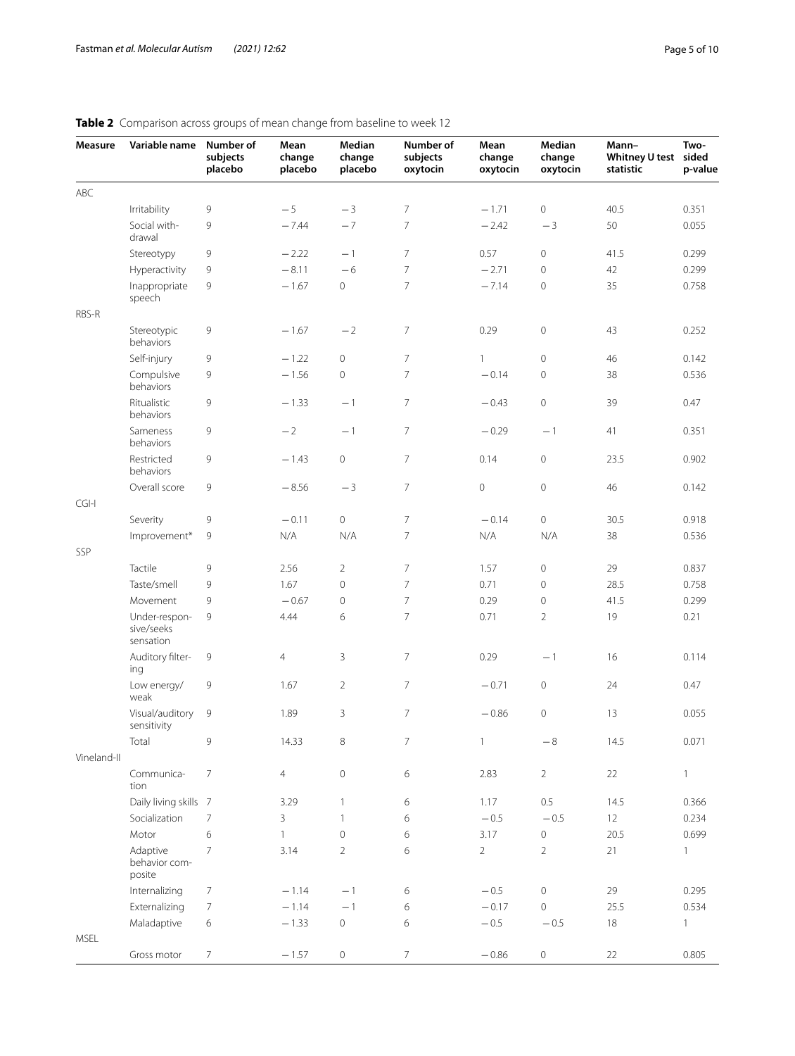**Table 2** Comparison across groups of mean change from baseline to week 12

| Measure | Variable name | Number of subjects placebo | Mean change placebo | Median change placebo | Number of subjects oxytocin | Mean change oxytocin | Median change oxytocin | Mann–Whitney U test statistic | Two-sided p-value |
|---|---|---|---|---|---|---|---|---|---|
| ABC | | | | | | | | | |
| | Irritability | 9 | −5 | −3 | 7 | −1.71 | 0 | 40.5 | 0.351 |
| | Social withdrawal | 9 | −7.44 | −7 | 7 | −2.42 | −3 | 50 | 0.055 |
| | Stereotypy | 9 | −2.22 | −1 | 7 | 0.57 | 0 | 41.5 | 0.299 |
| | Hyperactivity | 9 | −8.11 | −6 | 7 | −2.71 | 0 | 42 | 0.299 |
| | Inappropriate speech | 9 | −1.67 | 0 | 7 | −7.14 | 0 | 35 | 0.758 |
| RBS-R | | | | | | | | | |
| | Stereotypic behaviors | 9 | −1.67 | −2 | 7 | 0.29 | 0 | 43 | 0.252 |
| | Self-injury | 9 | −1.22 | 0 | 7 | 1 | 0 | 46 | 0.142 |
| | Compulsive behaviors | 9 | −1.56 | 0 | 7 | −0.14 | 0 | 38 | 0.536 |
| | Ritualistic behaviors | 9 | −1.33 | −1 | 7 | −0.43 | 0 | 39 | 0.47 |
| | Sameness behaviors | 9 | −2 | −1 | 7 | −0.29 | −1 | 41 | 0.351 |
| | Restricted behaviors | 9 | −1.43 | 0 | 7 | 0.14 | 0 | 23.5 | 0.902 |
| | Overall score | 9 | −8.56 | −3 | 7 | 0 | 0 | 46 | 0.142 |
| CGI-I | | | | | | | | | |
| | Severity | 9 | −0.11 | 0 | 7 | −0.14 | 0 | 30.5 | 0.918 |
| | Improvement* | 9 | N/A | N/A | 7 | N/A | N/A | 38 | 0.536 |
| SSP | | | | | | | | | |
| | Tactile | 9 | 2.56 | 2 | 7 | 1.57 | 0 | 29 | 0.837 |
| | Taste/smell | 9 | 1.67 | 0 | 7 | 0.71 | 0 | 28.5 | 0.758 |
| | Movement | 9 | −0.67 | 0 | 7 | 0.29 | 0 | 41.5 | 0.299 |
| | Under-responsive/seeks sensation | 9 | 4.44 | 6 | 7 | 0.71 | 2 | 19 | 0.21 |
| | Auditory filtering | 9 | 4 | 3 | 7 | 0.29 | −1 | 16 | 0.114 |
| | Low energy/weak | 9 | 1.67 | 2 | 7 | −0.71 | 0 | 24 | 0.47 |
| | Visual/auditory sensitivity | 9 | 1.89 | 3 | 7 | −0.86 | 0 | 13 | 0.055 |
| | Total | 9 | 14.33 | 8 | 7 | 1 | −8 | 14.5 | 0.071 |
| Vineland-II | | | | | | | | | |
| | Communication | 7 | 4 | 0 | 6 | 2.83 | 2 | 22 | 1 |
| | Daily living skills | 7 | 3.29 | 1 | 6 | 1.17 | 0.5 | 14.5 | 0.366 |
| | Socialization | 7 | 3 | 1 | 6 | −0.5 | −0.5 | 12 | 0.234 |
| | Motor | 6 | 1 | 0 | 6 | 3.17 | 0 | 20.5 | 0.699 |
| | Adaptive behavior composite | 7 | 3.14 | 2 | 6 | 2 | 2 | 21 | 1 |
| | Internalizing | 7 | −1.14 | −1 | 6 | −0.5 | 0 | 29 | 0.295 |
| | Externalizing | 7 | −1.14 | −1 | 6 | −0.17 | 0 | 25.5 | 0.534 |
| | Maladaptive | 6 | −1.33 | 0 | 6 | −0.5 | −0.5 | 18 | 1 |
| MSEL | | | | | | | | | |
| | Gross motor | 7 | −1.57 | 0 | 7 | −0.86 | 0 | 22 | 0.805 |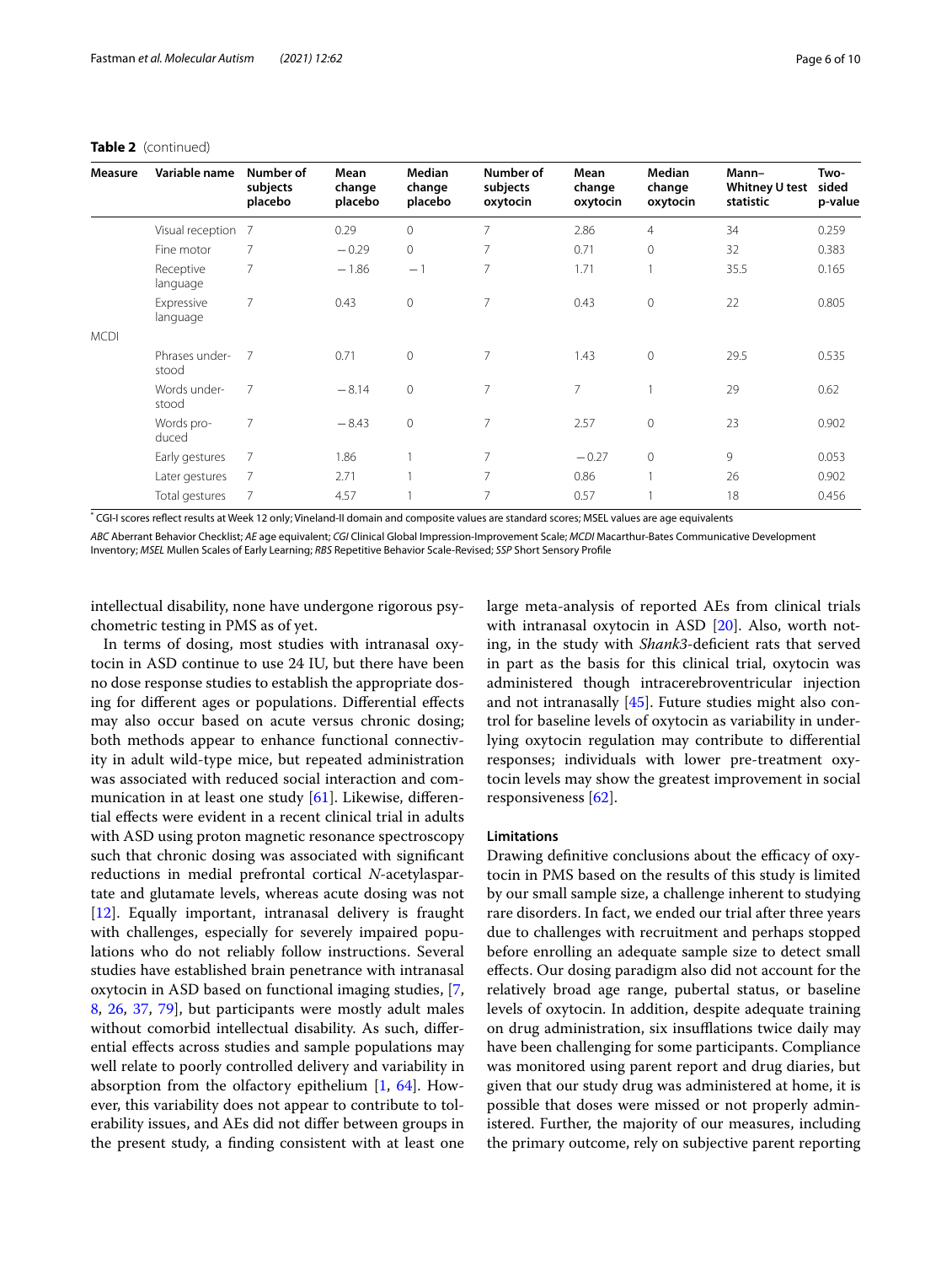**Table 2** (continued)

| Measure | Variable name | Number of subjects placebo | Mean change placebo | Median change placebo | Number of subjects oxytocin | Mean change oxytocin | Median change oxytocin | Mann–Whitney U test statistic | Two-sided p-value |
|---|---|---|---|---|---|---|---|---|---|
| | Visual reception | 7 | 0.29 | 0 | 7 | 2.86 | 4 | 34 | 0.259 |
| | Fine motor | 7 | −0.29 | 0 | 7 | 0.71 | 0 | 32 | 0.383 |
| | Receptive language | 7 | −1.86 | −1 | 7 | 1.71 | 1 | 35.5 | 0.165 |
| | Expressive language | 7 | 0.43 | 0 | 7 | 0.43 | 0 | 22 | 0.805 |
| MCDI | | | | | | | | | |
| | Phrases understood | 7 | 0.71 | 0 | 7 | 1.43 | 0 | 29.5 | 0.535 |
| | Words understood | 7 | −8.14 | 0 | 7 | 7 | 1 | 29 | 0.62 |
| | Words produced | 7 | −8.43 | 0 | 7 | 2.57 | 0 | 23 | 0.902 |
| | Early gestures | 7 | 1.86 | 1 | 7 | −0.27 | 0 | 9 | 0.053 |
| | Later gestures | 7 | 2.71 | 1 | 7 | 0.86 | 1 | 26 | 0.902 |
| | Total gestures | 7 | 4.57 | 1 | 7 | 0.57 | 1 | 18 | 0.456 |

* CGI-I scores reflect results at Week 12 only; Vineland-II domain and composite values are standard scores; MSEL values are age equivalents

*ABC* Aberrant Behavior Checklist; *AE* age equivalent; *CGI* Clinical Global Impression-Improvement Scale; *MCDI* Macarthur-Bates Communicative Development Inventory; *MSEL* Mullen Scales of Early Learning; *RBS* Repetitive Behavior Scale-Revised; *SSP* Short Sensory Profile

intellectual disability, none have undergone rigorous psychometric testing in PMS as of yet.

In terms of dosing, most studies with intranasal oxytocin in ASD continue to use 24 IU, but there have been no dose response studies to establish the appropriate dosing for different ages or populations. Differential effects may also occur based on acute versus chronic dosing; both methods appear to enhance functional connectivity in adult wild-type mice, but repeated administration was associated with reduced social interaction and communication in at least one study [61]. Likewise, differential effects were evident in a recent clinical trial in adults with ASD using proton magnetic resonance spectroscopy such that chronic dosing was associated with significant reductions in medial prefrontal cortical *N*-acetylaspartate and glutamate levels, whereas acute dosing was not [12]. Equally important, intranasal delivery is fraught with challenges, especially for severely impaired populations who do not reliably follow instructions. Several studies have established brain penetrance with intranasal oxytocin in ASD based on functional imaging studies, [7, 8, 26, 37, 79], but participants were mostly adult males without comorbid intellectual disability. As such, differential effects across studies and sample populations may well relate to poorly controlled delivery and variability in absorption from the olfactory epithelium [1, 64]. However, this variability does not appear to contribute to tolerability issues, and AEs did not differ between groups in the present study, a finding consistent with at least one large meta-analysis of reported AEs from clinical trials with intranasal oxytocin in ASD [20]. Also, worth noting, in the study with *Shank3*-deficient rats that served in part as the basis for this clinical trial, oxytocin was administered though intracerebroventricular injection and not intranasally [45]. Future studies might also control for baseline levels of oxytocin as variability in underlying oxytocin regulation may contribute to differential responses; individuals with lower pre-treatment oxytocin levels may show the greatest improvement in social responsiveness [62].

### Limitations

Drawing definitive conclusions about the efficacy of oxytocin in PMS based on the results of this study is limited by our small sample size, a challenge inherent to studying rare disorders. In fact, we ended our trial after three years due to challenges with recruitment and perhaps stopped before enrolling an adequate sample size to detect small effects. Our dosing paradigm also did not account for the relatively broad age range, pubertal status, or baseline levels of oxytocin. In addition, despite adequate training on drug administration, six insufflations twice daily may have been challenging for some participants. Compliance was monitored using parent report and drug diaries, but given that our study drug was administered at home, it is possible that doses were missed or not properly administered. Further, the majority of our measures, including the primary outcome, rely on subjective parent reporting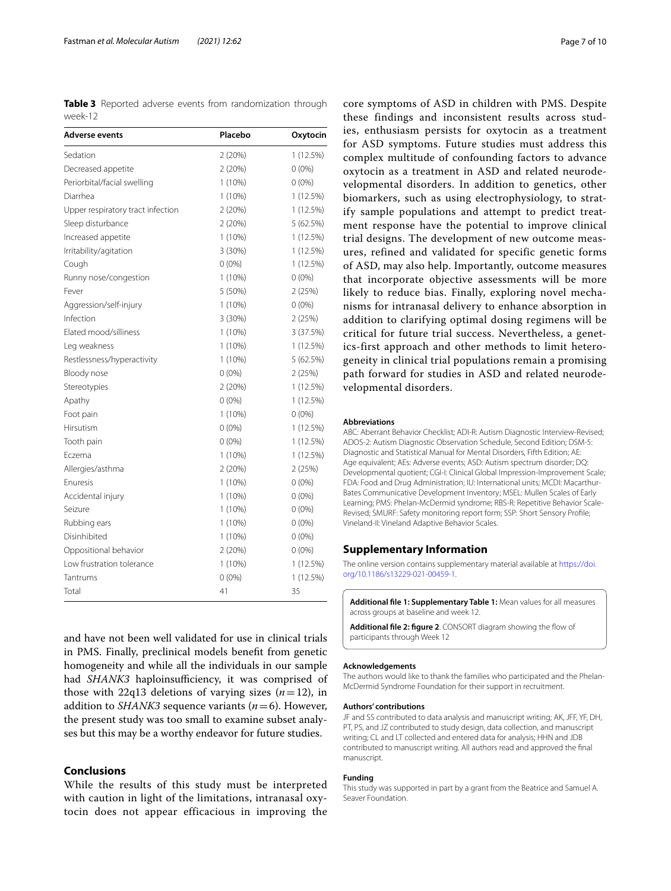**Table 3** Reported adverse events from randomization through week-12

| Adverse events | Placebo | Oxytocin |
|---|---|---|
| Sedation | 2 (20%) | 1 (12.5%) |
| Decreased appetite | 2 (20%) | 0 (0%) |
| Periorbital/facial swelling | 1 (10%) | 0 (0%) |
| Diarrhea | 1 (10%) | 1 (12.5%) |
| Upper respiratory tract infection | 2 (20%) | 1 (12.5%) |
| Sleep disturbance | 2 (20%) | 5 (62.5%) |
| Increased appetite | 1 (10%) | 1 (12.5%) |
| Irritability/agitation | 3 (30%) | 1 (12.5%) |
| Cough | 0 (0%) | 1 (12.5%) |
| Runny nose/congestion | 1 (10%) | 0 (0%) |
| Fever | 5 (50%) | 2 (25%) |
| Aggression/self-injury | 1 (10%) | 0 (0%) |
| Infection | 3 (30%) | 2 (25%) |
| Elated mood/silliness | 1 (10%) | 3 (37.5%) |
| Leg weakness | 1 (10%) | 1 (12.5%) |
| Restlessness/hyperactivity | 1 (10%) | 5 (62.5%) |
| Bloody nose | 0 (0%) | 2 (25%) |
| Stereotypies | 2 (20%) | 1 (12.5%) |
| Apathy | 0 (0%) | 1 (12.5%) |
| Foot pain | 1 (10%) | 0 (0%) |
| Hirsutism | 0 (0%) | 1 (12.5%) |
| Tooth pain | 0 (0%) | 1 (12.5%) |
| Eczema | 1 (10%) | 1 (12.5%) |
| Allergies/asthma | 2 (20%) | 2 (25%) |
| Enuresis | 1 (10%) | 0 (0%) |
| Accidental injury | 1 (10%) | 0 (0%) |
| Seizure | 1 (10%) | 0 (0%) |
| Rubbing ears | 1 (10%) | 0 (0%) |
| Disinhibited | 1 (10%) | 0 (0%) |
| Oppositional behavior | 2 (20%) | 0 (0%) |
| Low frustration tolerance | 1 (10%) | 1 (12.5%) |
| Tantrums | 0 (0%) | 1 (12.5%) |
| Total | 41 | 35 |

and have not been well validated for use in clinical trials in PMS. Finally, preclinical models benefit from genetic homogeneity and while all the individuals in our sample had *SHANK3* haploinsufficiency, it was comprised of those with 22q13 deletions of varying sizes ($n = 12$), in addition to *SHANK3* sequence variants ($n = 6$). However, the present study was too small to examine subset analyses but this may be a worthy endeavor for future studies.

## Conclusions

While the results of this study must be interpreted with caution in light of the limitations, intranasal oxytocin does not appear efficacious in improving the core symptoms of ASD in children with PMS. Despite these findings and inconsistent results across studies, enthusiasm persists for oxytocin as a treatment for ASD symptoms. Future studies must address this complex multitude of confounding factors to advance oxytocin as a treatment in ASD and related neurodevelopmental disorders. In addition to genetics, other biomarkers, such as using electrophysiology, to stratify sample populations and attempt to predict treatment response have the potential to improve clinical trial designs. The development of new outcome measures, refined and validated for specific genetic forms of ASD, may also help. Importantly, outcome measures that incorporate objective assessments will be more likely to reduce bias. Finally, exploring novel mechanisms for intranasal delivery to enhance absorption in addition to clarifying optimal dosing regimens will be critical for future trial success. Nevertheless, a genetics-first approach and other methods to limit heterogeneity in clinical trial populations remain a promising path forward for studies in ASD and related neurodevelopmental disorders.

#### Abbreviations

ABC: Aberrant Behavior Checklist; ADI-R: Autism Diagnostic Interview-Revised; ADOS-2: Autism Diagnostic Observation Schedule, Second Edition; DSM-5: Diagnostic and Statistical Manual for Mental Disorders, Fifth Edition; AE: Age equivalent; AEs: Adverse events; ASD: Autism spectrum disorder; DQ: Developmental quotient; CGI-I: Clinical Global Impression-Improvement Scale; FDA: Food and Drug Administration; IU: International units; MCDI: Macarthur-Bates Communicative Development Inventory; MSEL: Mullen Scales of Early Learning; PMS: Phelan-McDermid syndrome; RBS-R: Repetitive Behavior Scale-Revised; SMURF: Safety monitoring report form; SSP: Short Sensory Profile; Vineland-II: Vineland Adaptive Behavior Scales.

## Supplementary Information

The online version contains supplementary material available at https://doi.org/10.1186/s13229-021-00459-1.

**Additional file 1: Supplementary Table 1:** Mean values for all measures across groups at baseline and week 12.

**Additional file 2: figure 2**. CONSORT diagram showing the flow of participants through Week 12

#### Acknowledgements

The authors would like to thank the families who participated and the Phelan-McDermid Syndrome Foundation for their support in recruitment.

#### Authors' contributions

JF and SS contributed to data analysis and manuscript writing; AK, JFF, YF, DH, PT, PS, and JZ contributed to study design, data collection, and manuscript writing; CL and LT collected and entered data for analysis; HHN and JDB contributed to manuscript writing. All authors read and approved the final manuscript.

#### Funding

This study was supported in part by a grant from the Beatrice and Samuel A. Seaver Foundation.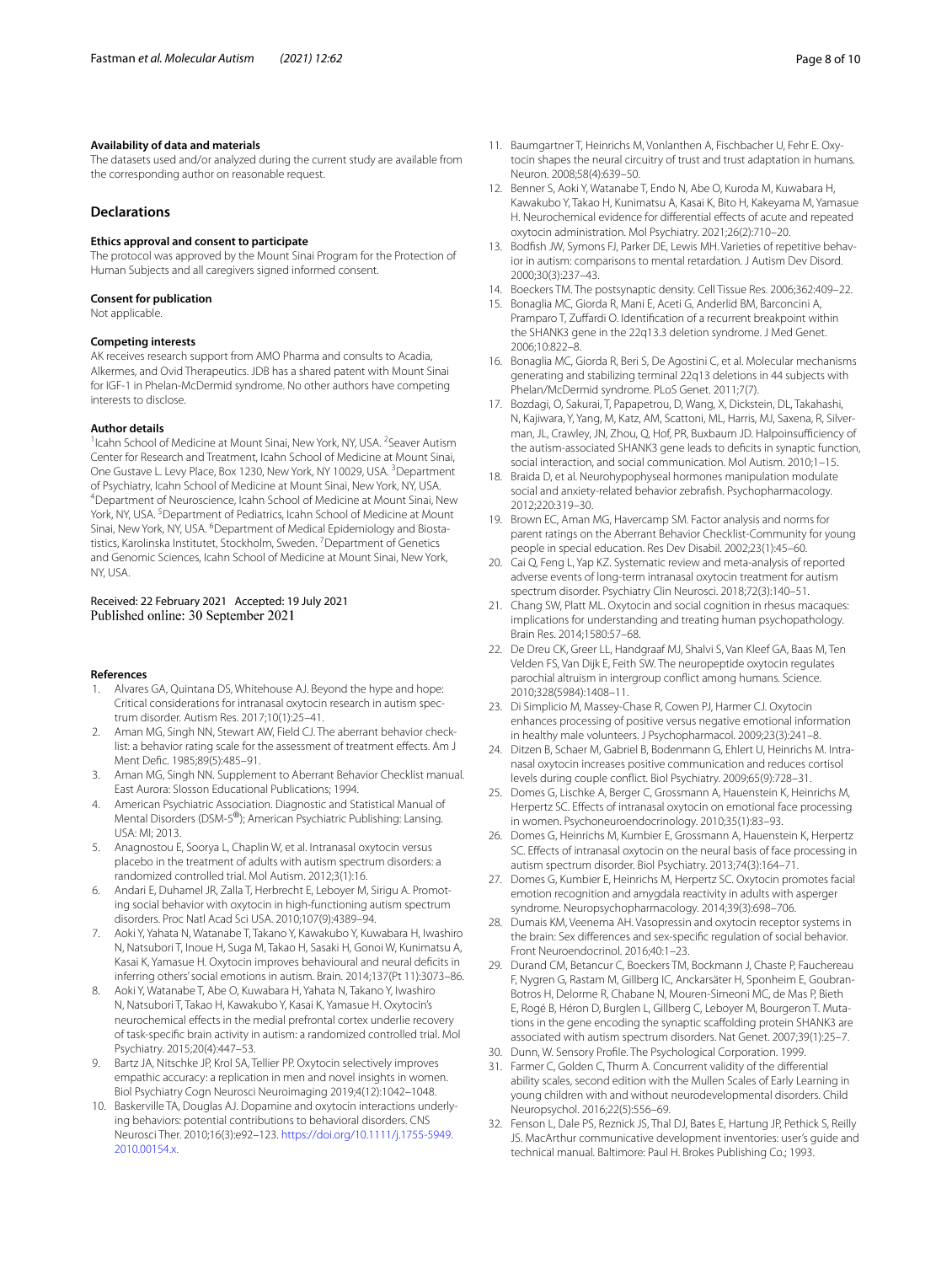### Availability of data and materials

The datasets used and/or analyzed during the current study are available from the corresponding author on reasonable request.

## Declarations

### Ethics approval and consent to participate

The protocol was approved by the Mount Sinai Program for the Protection of Human Subjects and all caregivers signed informed consent.

### Consent for publication

Not applicable.

### Competing interests

AK receives research support from AMO Pharma and consults to Acadia, Alkermes, and Ovid Therapeutics. JDB has a shared patent with Mount Sinai for IGF-1 in Phelan-McDermid syndrome. No other authors have competing interests to disclose.

### Author details

[1]Icahn School of Medicine at Mount Sinai, New York, NY, USA. [2]Seaver Autism Center for Research and Treatment, Icahn School of Medicine at Mount Sinai, One Gustave L. Levy Place, Box 1230, New York, NY 10029, USA. [3]Department of Psychiatry, Icahn School of Medicine at Mount Sinai, New York, NY, USA. [4]Department of Neuroscience, Icahn School of Medicine at Mount Sinai, New York, NY, USA. [5]Department of Pediatrics, Icahn School of Medicine at Mount Sinai, New York, NY, USA. [6]Department of Medical Epidemiology and Biostatistics, Karolinska Institutet, Stockholm, Sweden. [7]Department of Genetics and Genomic Sciences, Icahn School of Medicine at Mount Sinai, New York, NY, USA.

Received: 22 February 2021 Accepted: 19 July 2021
Published online: 30 September 2021

### References

1. Alvares GA, Quintana DS, Whitehouse AJ. Beyond the hype and hope: Critical considerations for intranasal oxytocin research in autism spectrum disorder. Autism Res. 2017;10(1):25–41.
2. Aman MG, Singh NN, Stewart AW, Field CJ. The aberrant behavior checklist: a behavior rating scale for the assessment of treatment effects. Am J Ment Defic. 1985;89(5):485–91.
3. Aman MG, Singh NN. Supplement to Aberrant Behavior Checklist manual. East Aurora: Slosson Educational Publications; 1994.
4. American Psychiatric Association. Diagnostic and Statistical Manual of Mental Disorders (DSM-5®); American Psychiatric Publishing: Lansing. USA: MI; 2013.
5. Anagnostou E, Soorya L, Chaplin W, et al. Intranasal oxytocin versus placebo in the treatment of adults with autism spectrum disorders: a randomized controlled trial. Mol Autism. 2012;3(1):16.
6. Andari E, Duhamel JR, Zalla T, Herbrecht E, Leboyer M, Sirigu A. Promoting social behavior with oxytocin in high-functioning autism spectrum disorders. Proc Natl Acad Sci USA. 2010;107(9):4389–94.
7. Aoki Y, Yahata N, Watanabe T, Takano Y, Kawakubo Y, Kuwabara H, Iwashiro N, Natsubori T, Inoue H, Suga M, Takao H, Sasaki H, Gonoi W, Kunimatsu A, Kasai K, Yamasue H. Oxytocin improves behavioural and neural deficits in inferring others' social emotions in autism. Brain. 2014;137(Pt 11):3073–86.
8. Aoki Y, Watanabe T, Abe O, Kuwabara H, Yahata N, Takano Y, Iwashiro N, Natsubori T, Takao H, Kawakubo Y, Kasai K, Yamasue H. Oxytocin's neurochemical effects in the medial prefrontal cortex underlie recovery of task-specific brain activity in autism: a randomized controlled trial. Mol Psychiatry. 2015;20(4):447–53.
9. Bartz JA, Nitschke JP, Krol SA, Tellier PP. Oxytocin selectively improves empathic accuracy: a replication in men and novel insights in women. Biol Psychiatry Cogn Neurosci Neuroimaging 2019;4(12):1042–1048.
10. Baskerville TA, Douglas AJ. Dopamine and oxytocin interactions underlying behaviors: potential contributions to behavioral disorders. CNS Neurosci Ther. 2010;16(3):e92–123. https://doi.org/10.1111/j.1755-5949.2010.00154.x.
11. Baumgartner T, Heinrichs M, Vonlanthen A, Fischbacher U, Fehr E. Oxytocin shapes the neural circuitry of trust and trust adaptation in humans. Neuron. 2008;58(4):639–50.
12. Benner S, Aoki Y, Watanabe T, Endo N, Abe O, Kuroda M, Kuwabara H, Kawakubo Y, Takao H, Kunimatsu A, Kasai K, Bito H, Kakeyama M, Yamasue H. Neurochemical evidence for differential effects of acute and repeated oxytocin administration. Mol Psychiatry. 2021;26(2):710–20.
13. Bodfish JW, Symons FJ, Parker DE, Lewis MH. Varieties of repetitive behavior in autism: comparisons to mental retardation. J Autism Dev Disord. 2000;30(3):237–43.
14. Boeckers TM. The postsynaptic density. Cell Tissue Res. 2006;362:409–22.
15. Bonaglia MC, Giorda R, Mani E, Aceti G, Anderlid BM, Barconcini A, Pramparo T, Zuffardi O. Identification of a recurrent breakpoint within the SHANK3 gene in the 22q13.3 deletion syndrome. J Med Genet. 2006;10:822–8.
16. Bonaglia MC, Giorda R, Beri S, De Agostini C, et al. Molecular mechanisms generating and stabilizing terminal 22q13 deletions in 44 subjects with Phelan/McDermid syndrome. PLoS Genet. 2011;7(7).
17. Bozdagi, O, Sakurai, T, Papapetrou, D, Wang, X, Dickstein, DL, Takahashi, N, Kajiwara, Y, Yang, M, Katz, AM, Scattoni, ML, Harris, MJ, Saxena, R, Silverman, JL, Crawley, JN, Zhou, Q, Hof, PR, Buxbaum JD. Halpoinsufficiency of the autism-associated SHANK3 gene leads to deficits in synaptic function, social interaction, and social communication. Mol Autism. 2010;1–15.
18. Braida D, et al. Neurohypophyseal hormones manipulation modulate social and anxiety-related behavior zebrafish. Psychopharmacology. 2012;220:319–30.
19. Brown EC, Aman MG, Havercamp SM. Factor analysis and norms for parent ratings on the Aberrant Behavior Checklist-Community for young people in special education. Res Dev Disabil. 2002;23(1):45–60.
20. Cai Q, Feng L, Yap KZ. Systematic review and meta-analysis of reported adverse events of long-term intranasal oxytocin treatment for autism spectrum disorder. Psychiatry Clin Neurosci. 2018;72(3):140–51.
21. Chang SW, Platt ML. Oxytocin and social cognition in rhesus macaques: implications for understanding and treating human psychopathology. Brain Res. 2014;1580:57–68.
22. De Dreu CK, Greer LL, Handgraaf MJ, Shalvi S, Van Kleef GA, Baas M, Ten Velden FS, Van Dijk E, Feith SW. The neuropeptide oxytocin regulates parochial altruism in intergroup conflict among humans. Science. 2010;328(5984):1408–11.
23. Di Simplicio M, Massey-Chase R, Cowen PJ, Harmer CJ. Oxytocin enhances processing of positive versus negative emotional information in healthy male volunteers. J Psychopharmacol. 2009;23(3):241–8.
24. Ditzen B, Schaer M, Gabriel B, Bodenmann G, Ehlert U, Heinrichs M. Intranasal oxytocin increases positive communication and reduces cortisol levels during couple conflict. Biol Psychiatry. 2009;65(9):728–31.
25. Domes G, Lischke A, Berger C, Grossmann A, Hauenstein K, Heinrichs M, Herpertz SC. Effects of intranasal oxytocin on emotional face processing in women. Psychoneuroendocrinology. 2010;35(1):83–93.
26. Domes G, Heinrichs M, Kumbier E, Grossmann A, Hauenstein K, Herpertz SC. Effects of intranasal oxytocin on the neural basis of face processing in autism spectrum disorder. Biol Psychiatry. 2013;74(3):164–71.
27. Domes G, Kumbier E, Heinrichs M, Herpertz SC. Oxytocin promotes facial emotion recognition and amygdala reactivity in adults with asperger syndrome. Neuropsychopharmacology. 2014;39(3):698–706.
28. Dumais KM, Veenema AH. Vasopressin and oxytocin receptor systems in the brain: Sex differences and sex-specific regulation of social behavior. Front Neuroendocrinol. 2016;40:1–23.
29. Durand CM, Betancur C, Boeckers TM, Bockmann J, Chaste P, Fauchereau F, Nygren G, Rastam M, Gillberg IC, Anckarsäter H, Sponheim E, Goubran-Botros H, Delorme R, Chabane N, Mouren-Simeoni MC, de Mas P, Bieth E, Rogé B, Héron D, Burglen L, Gillberg C, Leboyer M, Bourgeron T. Mutations in the gene encoding the synaptic scaffolding protein SHANK3 are associated with autism spectrum disorders. Nat Genet. 2007;39(1):25–7.
30. Dunn, W. Sensory Profile. The Psychological Corporation. 1999.
31. Farmer C, Golden C, Thurm A. Concurrent validity of the differential ability scales, second edition with the Mullen Scales of Early Learning in young children with and without neurodevelopmental disorders. Child Neuropsychol. 2016;22(5):556–69.
32. Fenson L, Dale PS, Reznick JS, Thal DJ, Bates E, Hartung JP, Pethick S, Reilly JS. MacArthur communicative development inventories: user's guide and technical manual. Baltimore: Paul H. Brokes Publishing Co.; 1993.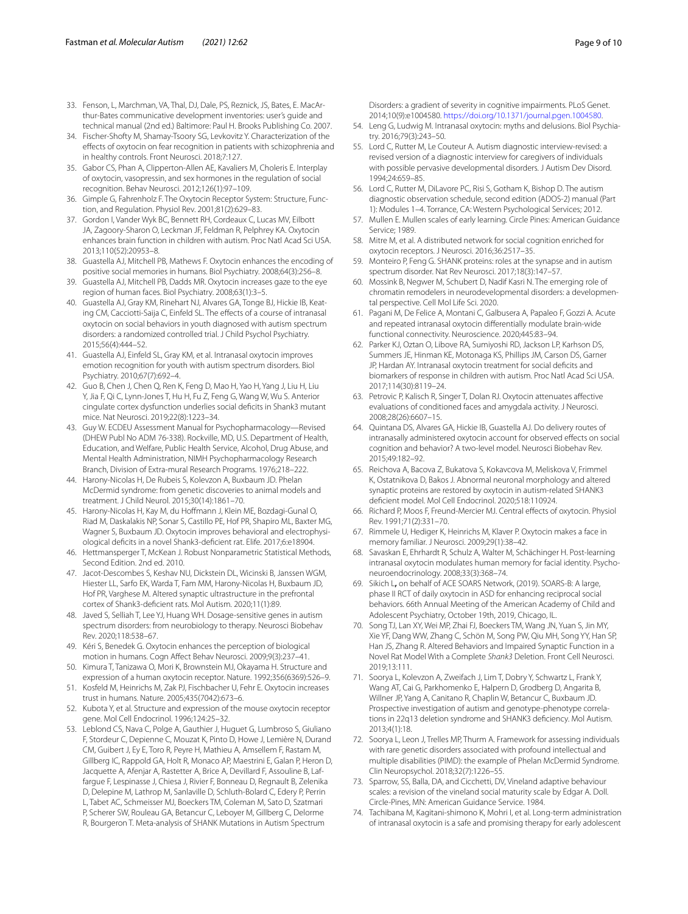33. Fenson, L, Marchman, VA, Thal, DJ, Dale, PS, Reznick, JS, Bates, E. MacArthur-Bates communicative development inventories: user's guide and technical manual (2nd ed.) Baltimore: Paul H. Brooks Publishing Co. 2007.
34. Fischer-Shofty M, Shamay-Tsoory SG, Levkovitz Y. Characterization of the effects of oxytocin on fear recognition in patients with schizophrenia and in healthy controls. Front Neurosci. 2018;7:127.
35. Gabor CS, Phan A, Clipperton-Allen AE, Kavaliers M, Choleris E. Interplay of oxytocin, vasopressin, and sex hormones in the regulation of social recognition. Behav Neurosci. 2012;126(1):97–109.
36. Gimple G, Fahrenholz F. The Oxytocin Receptor System: Structure, Function, and Regulation. Physiol Rev. 2001;81(2):629–83.
37. Gordon I, Vander Wyk BC, Bennett RH, Cordeaux C, Lucas MV, Eilbott JA, Zagoory-Sharon O, Leckman JF, Feldman R, Pelphrey KA. Oxytocin enhances brain function in children with autism. Proc Natl Acad Sci USA. 2013;110(52):20953–8.
38. Guastella AJ, Mitchell PB, Mathews F. Oxytocin enhances the encoding of positive social memories in humans. Biol Psychiatry. 2008;64(3):256–8.
39. Guastella AJ, Mitchell PB, Dadds MR. Oxytocin increases gaze to the eye region of human faces. Biol Psychiatry. 2008;63(1):3–5.
40. Guastella AJ, Gray KM, Rinehart NJ, Alvares GA, Tonge BJ, Hickie IB, Keating CM, Cacciotti-Saija C, Einfeld SL. The effects of a course of intranasal oxytocin on social behaviors in youth diagnosed with autism spectrum disorders: a randomized controlled trial. J Child Psychol Psychiatry. 2015;56(4):444–52.
41. Guastella AJ, Einfeld SL, Gray KM, et al. Intranasal oxytocin improves emotion recognition for youth with autism spectrum disorders. Biol Psychiatry. 2010;67(7):692–4.
42. Guo B, Chen J, Chen Q, Ren K, Feng D, Mao H, Yao H, Yang J, Liu H, Liu Y, Jia F, Qi C, Lynn-Jones T, Hu H, Fu Z, Feng G, Wang W, Wu S. Anterior cingulate cortex dysfunction underlies social deficits in Shank3 mutant mice. Nat Neurosci. 2019;22(8):1223–34.
43. Guy W. ECDEU Assessment Manual for Psychopharmacology—Revised (DHEW Publ No ADM 76-338). Rockville, MD, U.S. Department of Health, Education, and Welfare, Public Health Service, Alcohol, Drug Abuse, and Mental Health Administration, NIMH Psychopharmacology Research Branch, Division of Extra-mural Research Programs. 1976;218–222.
44. Harony-Nicolas H, De Rubeis S, Kolevzon A, Buxbaum JD. Phelan McDermid syndrome: from genetic discoveries to animal models and treatment. J Child Neurol. 2015;30(14):1861–70.
45. Harony-Nicolas H, Kay M, du Hoffmann J, Klein ME, Bozdagi-Gunal O, Riad M, Daskalakis NP, Sonar S, Castillo PE, Hof PR, Shapiro ML, Baxter MG, Wagner S, Buxbaum JD. Oxytocin improves behavioral and electrophysiological deficits in a novel Shank3-deficient rat. Elife. 2017;6:e18904.
46. Hettmansperger T, McKean J. Robust Nonparametric Statistical Methods, Second Edition. 2nd ed. 2010.
47. Jacot-Descombes S, Keshav NU, Dickstein DL, Wicinski B, Janssen WGM, Hiester LL, Sarfo EK, Warda T, Fam MM, Harony-Nicolas H, Buxbaum JD, Hof PR, Varghese M. Altered synaptic ultrastructure in the prefrontal cortex of Shank3-deficient rats. Mol Autism. 2020;11(1):89.
48. Javed S, Selliah T, Lee YJ, Huang WH. Dosage-sensitive genes in autism spectrum disorders: from neurobiology to therapy. Neurosci Biobehav Rev. 2020;118:538–67.
49. Kéri S, Benedek G. Oxytocin enhances the perception of biological motion in humans. Cogn Affect Behav Neurosci. 2009;9(3):237–41.
50. Kimura T, Tanizawa O, Mori K, Brownstein MJ, Okayama H. Structure and expression of a human oxytocin receptor. Nature. 1992;356(6369):526–9.
51. Kosfeld M, Heinrichs M, Zak PJ, Fischbacher U, Fehr E. Oxytocin increases trust in humans. Nature. 2005;435(7042):673–6.
52. Kubota Y, et al. Structure and expression of the mouse oxytocin receptor gene. Mol Cell Endocrinol. 1996;124:25–32.
53. Leblond CS, Nava C, Polge A, Gauthier J, Huguet G, Lumbroso S, Giuliano F, Stordeur C, Depienne C, Mouzat K, Pinto D, Howe J, Lemière N, Durand CM, Guibert J, Ey E, Toro R, Peyre H, Mathieu A, Amsellem F, Rastam M, Gillberg IC, Rappold GA, Holt R, Monaco AP, Maestrini E, Galan P, Heron D, Jacquette A, Afenjar A, Rastetter A, Brice A, Devillard F, Assouline B, Laffargue F, Lespinasse J, Chiesa J, Rivier F, Bonneau D, Regnault B, Zelenika D, Delepine M, Lathrop M, Sanlaville D, Schluth-Bolard C, Edery P, Perrin L, Tabet AC, Schmeisser MJ, Boeckers TM, Coleman M, Sato D, Szatmari P, Scherer SW, Rouleau GA, Betancur C, Leboyer M, Gillberg C, Delorme R, Bourgeron T. Meta-analysis of SHANK Mutations in Autism Spectrum Disorders: a gradient of severity in cognitive impairments. PLoS Genet. 2014;10(9):e1004580. https://doi.org/10.1371/journal.pgen.1004580.
54. Leng G, Ludwig M. Intranasal oxytocin: myths and delusions. Biol Psychiatry. 2016;79(3):243–50.
55. Lord C, Rutter M, Le Couteur A. Autism diagnostic interview-revised: a revised version of a diagnostic interview for caregivers of individuals with possible pervasive developmental disorders. J Autism Dev Disord. 1994;24:659–85.
56. Lord C, Rutter M, DiLavore PC, Risi S, Gotham K, Bishop D. The autism diagnostic observation schedule, second edition (ADOS-2) manual (Part 1): Modules 1–4. Torrance, CA: Western Psychological Services; 2012.
57. Mullen E. Mullen scales of early learning. Circle Pines: American Guidance Service; 1989.
58. Mitre M, et al. A distributed network for social cognition enriched for oxytocin receptors. J Neurosci. 2016;36:2517–35.
59. Monteiro P, Feng G. SHANK proteins: roles at the synapse and in autism spectrum disorder. Nat Rev Neurosci. 2017;18(3):147–57.
60. Mossink B, Negwer M, Schubert D, Nadif Kasri N. The emerging role of chromatin remodelers in neurodevelopmental disorders: a developmental perspective. Cell Mol Life Sci. 2020.
61. Pagani M, De Felice A, Montani C, Galbusera A, Papaleo F, Gozzi A. Acute and repeated intranasal oxytocin differentially modulate brain-wide functional connectivity. Neuroscience. 2020;445:83–94.
62. Parker KJ, Oztan O, Libove RA, Sumiyoshi RD, Jackson LP, Karhson DS, Summers JE, Hinman KE, Motonaga KS, Phillips JM, Carson DS, Garner JP, Hardan AY. Intranasal oxytocin treatment for social deficits and biomarkers of response in children with autism. Proc Natl Acad Sci USA. 2017;114(30):8119–24.
63. Petrovic P, Kalisch R, Singer T, Dolan RJ. Oxytocin attenuates affective evaluations of conditioned faces and amygdala activity. J Neurosci. 2008;28(26):6607–15.
64. Quintana DS, Alvares GA, Hickie IB, Guastella AJ. Do delivery routes of intranasally administered oxytocin account for observed effects on social cognition and behavior? A two-level model. Neurosci Biobehav Rev. 2015;49:182–92.
65. Reichova A, Bacova Z, Bukatova S, Kokavcova M, Meliskova V, Frimmel K, Ostatnikova D, Bakos J. Abnormal neuronal morphology and altered synaptic proteins are restored by oxytocin in autism-related SHANK3 deficient model. Mol Cell Endocrinol. 2020;518:110924.
66. Richard P, Moos F, Freund-Mercier MJ. Central effects of oxytocin. Physiol Rev. 1991;71(2):331–70.
67. Rimmele U, Hediger K, Heinrichs M, Klaver P. Oxytocin makes a face in memory familiar. J Neurosci. 2009;29(1):38–42.
68. Savaskan E, Ehrhardt R, Schulz A, Walter M, Schächinger H. Post-learning intranasal oxytocin modulates human memory for facial identity. Psychoneuroendocrinology. 2008;33(3):368–74.
69. Sikich L**,** on behalf of ACE SOARS Network, (2019). SOARS-B: A large, phase II RCT of daily oxytocin in ASD for enhancing reciprocal social behaviors. 66th Annual Meeting of the American Academy of Child and Adolescent Psychiatry, October 19th, 2019, Chicago, IL.
70. Song TJ, Lan XY, Wei MP, Zhai FJ, Boeckers TM, Wang JN, Yuan S, Jin MY, Xie YF, Dang WW, Zhang C, Schön M, Song PW, Qiu MH, Song YY, Han SP, Han JS, Zhang R. Altered Behaviors and Impaired Synaptic Function in a Novel Rat Model With a Complete *Shank3* Deletion. Front Cell Neurosci. 2019;13:111.
71. Soorya L, Kolevzon A, Zweifach J, Lim T, Dobry Y, Schwartz L, Frank Y, Wang AT, Cai G, Parkhomenko E, Halpern D, Grodberg D, Angarita B, Willner JP, Yang A, Canitano R, Chaplin W, Betancur C, Buxbaum JD. Prospective investigation of autism and genotype-phenotype correlations in 22q13 deletion syndrome and SHANK3 deficiency. Mol Autism. 2013;4(1):18.
72. Soorya L, Leon J, Trelles MP, Thurm A. Framework for assessing individuals with rare genetic disorders associated with profound intellectual and multiple disabilities (PIMD): the example of Phelan McDermid Syndrome. Clin Neuropsychol. 2018;32(7):1226–55.
73. Sparrow, SS, Balla, DA, and Cicchetti, DV, Vineland adaptive behaviour scales: a revision of the vineland social maturity scale by Edgar A. Doll. Circle-Pines, MN: American Guidance Service. 1984.
74. Tachibana M, Kagitani-shimono K, Mohri I, et al. Long-term administration of intranasal oxytocin is a safe and promising therapy for early adolescent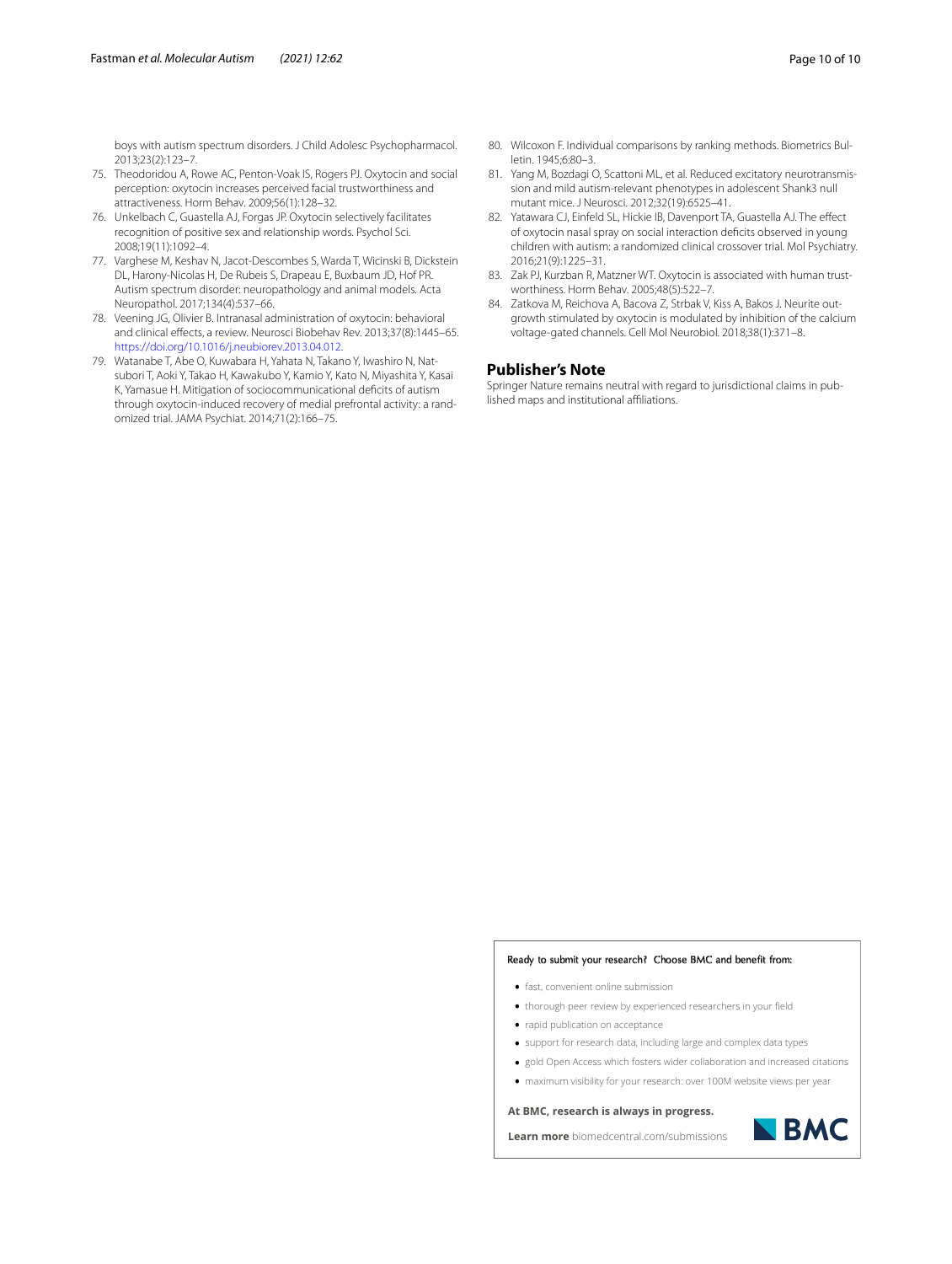boys with autism spectrum disorders. J Child Adolesc Psychopharmacol. 2013;23(2):123–7.

75. Theodoridou A, Rowe AC, Penton-Voak IS, Rogers PJ. Oxytocin and social perception: oxytocin increases perceived facial trustworthiness and attractiveness. Horm Behav. 2009;56(1):128–32.
76. Unkelbach C, Guastella AJ, Forgas JP. Oxytocin selectively facilitates recognition of positive sex and relationship words. Psychol Sci. 2008;19(11):1092–4.
77. Varghese M, Keshav N, Jacot-Descombes S, Warda T, Wicinski B, Dickstein DL, Harony-Nicolas H, De Rubeis S, Drapeau E, Buxbaum JD, Hof PR. Autism spectrum disorder: neuropathology and animal models. Acta Neuropathol. 2017;134(4):537–66.
78. Veening JG, Olivier B. Intranasal administration of oxytocin: behavioral and clinical effects, a review. Neurosci Biobehav Rev. 2013;37(8):1445–65. https://doi.org/10.1016/j.neubiorev.2013.04.012.
79. Watanabe T, Abe O, Kuwabara H, Yahata N, Takano Y, Iwashiro N, Natsubori T, Aoki Y, Takao H, Kawakubo Y, Kamio Y, Kato N, Miyashita Y, Kasai K, Yamasue H. Mitigation of sociocommunicational deficits of autism through oxytocin-induced recovery of medial prefrontal activity: a randomized trial. JAMA Psychiat. 2014;71(2):166–75.
80. Wilcoxon F. Individual comparisons by ranking methods. Biometrics Bulletin. 1945;6:80–3.
81. Yang M, Bozdagi O, Scattoni ML, et al. Reduced excitatory neurotransmission and mild autism-relevant phenotypes in adolescent Shank3 null mutant mice. J Neurosci. 2012;32(19):6525–41.
82. Yatawara CJ, Einfeld SL, Hickie IB, Davenport TA, Guastella AJ. The effect of oxytocin nasal spray on social interaction deficits observed in young children with autism: a randomized clinical crossover trial. Mol Psychiatry. 2016;21(9):1225–31.
83. Zak PJ, Kurzban R, Matzner WT. Oxytocin is associated with human trustworthiness. Horm Behav. 2005;48(5):522–7.
84. Zatkova M, Reichova A, Bacova Z, Strbak V, Kiss A, Bakos J. Neurite outgrowth stimulated by oxytocin is modulated by inhibition of the calcium voltage-gated channels. Cell Mol Neurobiol. 2018;38(1):371–8.

## Publisher's Note

Springer Nature remains neutral with regard to jurisdictional claims in published maps and institutional affiliations.

Ready to submit your research? Choose BMC and benefit from:

- fast, convenient online submission
- thorough peer review by experienced researchers in your field
- rapid publication on acceptance
- support for research data, including large and complex data types
- gold Open Access which fosters wider collaboration and increased citations
- maximum visibility for your research: over 100M website views per year

**At BMC, research is always in progress.**

**Learn more** biomedcentral.com/submissions

BMC